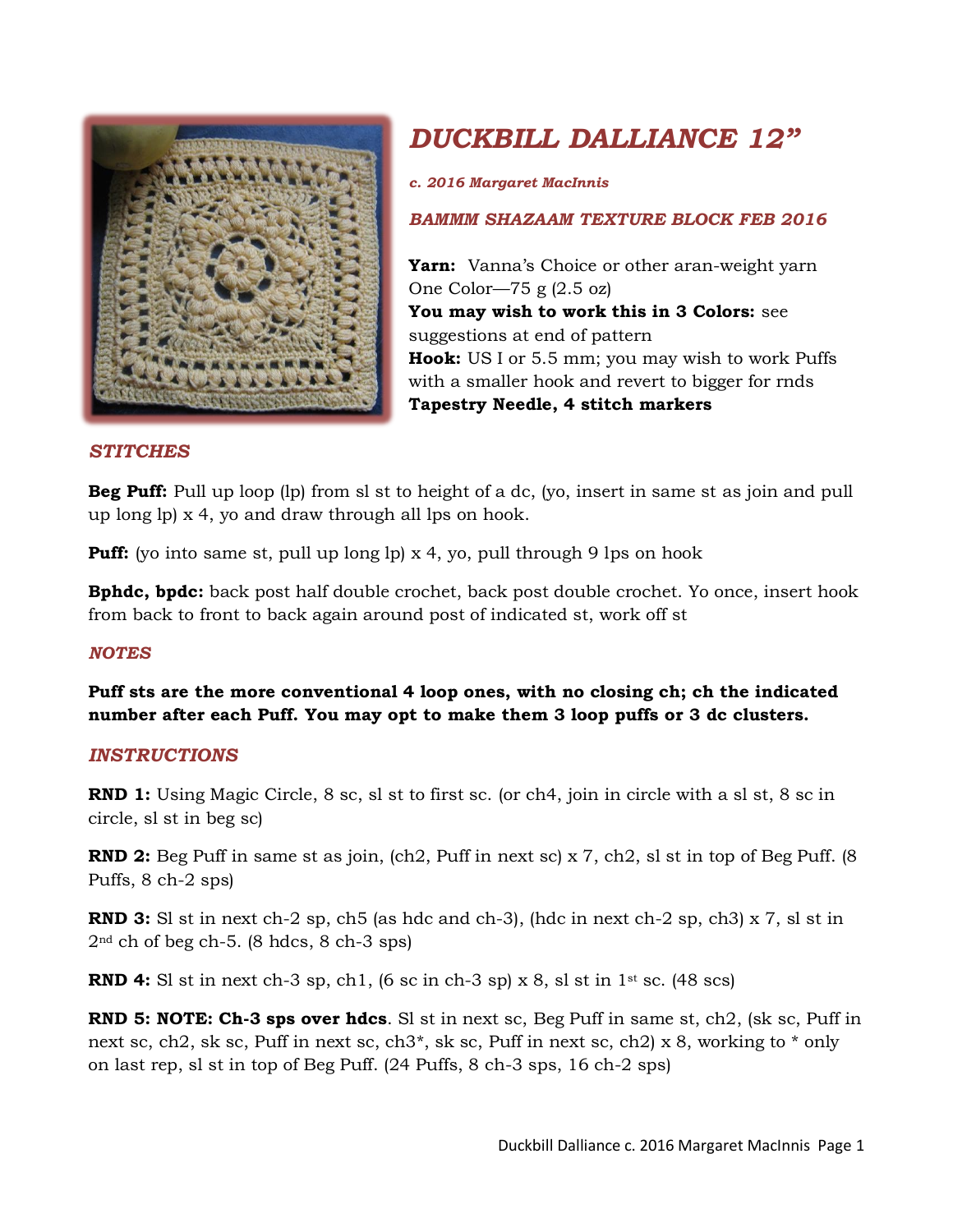# *DUCKBILL DALLIANCE 12"*

***c. 2016 Margaret MacInnis***

***BAMMM SHAZAAM TEXTURE BLOCK FEB 2016***

**Yarn:** Vanna's Choice or other aran-weight yarn
One Color—75 g (2.5 oz)
**You may wish to work this in 3 Colors:** see suggestions at end of pattern
**Hook:** US I or 5.5 mm; you may wish to work Puffs with a smaller hook and revert to bigger for rnds
**Tapestry Needle, 4 stitch markers**

## *STITCHES*

**Beg Puff:** Pull up loop (lp) from sl st to height of a dc, (yo, insert in same st as join and pull up long lp) x 4, yo and draw through all lps on hook.

**Puff:** (yo into same st, pull up long lp) x 4, yo, pull through 9 lps on hook

**Bphdc, bpdc:** back post half double crochet, back post double crochet. Yo once, insert hook from back to front to back again around post of indicated st, work off st

## *NOTES*

**Puff sts are the more conventional 4 loop ones, with no closing ch; ch the indicated number after each Puff. You may opt to make them 3 loop puffs or 3 dc clusters.**

## *INSTRUCTIONS*

**RND 1:** Using Magic Circle, 8 sc, sl st to first sc. (or ch4, join in circle with a sl st, 8 sc in circle, sl st in beg sc)

**RND 2:** Beg Puff in same st as join, (ch2, Puff in next sc) x 7, ch2, sl st in top of Beg Puff. (8 Puffs, 8 ch-2 sps)

**RND 3:** Sl st in next ch-2 sp, ch5 (as hdc and ch-3), (hdc in next ch-2 sp, ch3) x 7, sl st in 2nd ch of beg ch-5. (8 hdcs, 8 ch-3 sps)

**RND 4:** Sl st in next ch-3 sp, ch1, (6 sc in ch-3 sp) x 8, sl st in 1st sc. (48 scs)

**RND 5: NOTE: Ch-3 sps over hdcs**. Sl st in next sc, Beg Puff in same st, ch2, (sk sc, Puff in next sc, ch2, sk sc, Puff in next sc, ch3*, sk sc, Puff in next sc, ch2) x 8, working to * only on last rep, sl st in top of Beg Puff. (24 Puffs, 8 ch-3 sps, 16 ch-2 sps)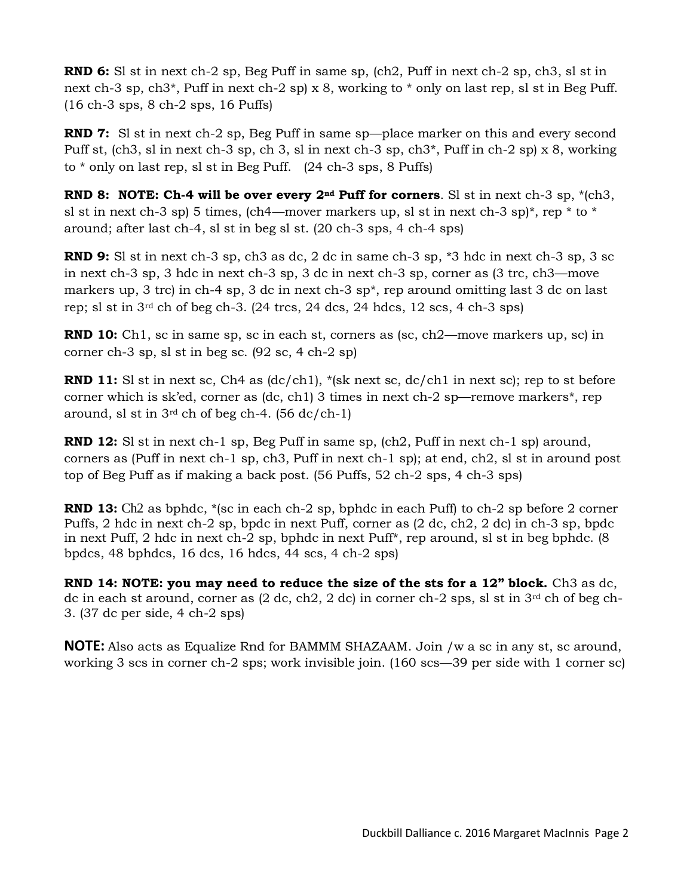**RND 6:** Sl st in next ch-2 sp, Beg Puff in same sp, (ch2, Puff in next ch-2 sp, ch3, sl st in next ch-3 sp, ch3*, Puff in next ch-2 sp) x 8, working to * only on last rep, sl st in Beg Puff. (16 ch-3 sps, 8 ch-2 sps, 16 Puffs)

**RND 7:** Sl st in next ch-2 sp, Beg Puff in same sp—place marker on this and every second Puff st, (ch3, sl in next ch-3 sp, ch 3, sl in next ch-3 sp, ch3*, Puff in ch-2 sp) x 8, working to * only on last rep, sl st in Beg Puff. (24 ch-3 sps, 8 Puffs)

**RND 8: NOTE: Ch-4 will be over every 2nd Puff for corners**. Sl st in next ch-3 sp, *(ch3, sl st in next ch-3 sp) 5 times, (ch4—mover markers up, sl st in next ch-3 sp)*, rep * to * around; after last ch-4, sl st in beg sl st. (20 ch-3 sps, 4 ch-4 sps)

**RND 9:** Sl st in next ch-3 sp, ch3 as dc, 2 dc in same ch-3 sp, *3 hdc in next ch-3 sp, 3 sc in next ch-3 sp, 3 hdc in next ch-3 sp, 3 dc in next ch-3 sp, corner as (3 trc, ch3—move markers up, 3 trc) in ch-4 sp, 3 dc in next ch-3 sp*, rep around omitting last 3 dc on last rep; sl st in 3rd ch of beg ch-3. (24 trcs, 24 dcs, 24 hdcs, 12 scs, 4 ch-3 sps)

**RND 10:** Ch1, sc in same sp, sc in each st, corners as (sc, ch2—move markers up, sc) in corner ch-3 sp, sl st in beg sc. (92 sc, 4 ch-2 sp)

**RND 11:** Sl st in next sc, Ch4 as (dc/ch1), *(sk next sc, dc/ch1 in next sc); rep to st before corner which is sk'ed, corner as (dc, ch1) 3 times in next ch-2 sp—remove markers*, rep around, sl st in 3rd ch of beg ch-4. (56 dc/ch-1)

**RND 12:** Sl st in next ch-1 sp, Beg Puff in same sp, (ch2, Puff in next ch-1 sp) around, corners as (Puff in next ch-1 sp, ch3, Puff in next ch-1 sp); at end, ch2, sl st in around post top of Beg Puff as if making a back post. (56 Puffs, 52 ch-2 sps, 4 ch-3 sps)

**RND 13:** Ch2 as bphdc, *(sc in each ch-2 sp, bphdc in each Puff) to ch-2 sp before 2 corner Puffs, 2 hdc in next ch-2 sp, bpdc in next Puff, corner as (2 dc, ch2, 2 dc) in ch-3 sp, bpdc in next Puff, 2 hdc in next ch-2 sp, bphdc in next Puff*, rep around, sl st in beg bphdc. (8 bpdcs, 48 bphdcs, 16 dcs, 16 hdcs, 44 scs, 4 ch-2 sps)

**RND 14: NOTE: you may need to reduce the size of the sts for a 12" block.** Ch3 as dc, dc in each st around, corner as (2 dc, ch2, 2 dc) in corner ch-2 sps, sl st in 3rd ch of beg ch-3. (37 dc per side, 4 ch-2 sps)

**NOTE:** Also acts as Equalize Rnd for BAMMM SHAZAAM. Join /w a sc in any st, sc around, working 3 scs in corner ch-2 sps; work invisible join. (160 scs—39 per side with 1 corner sc)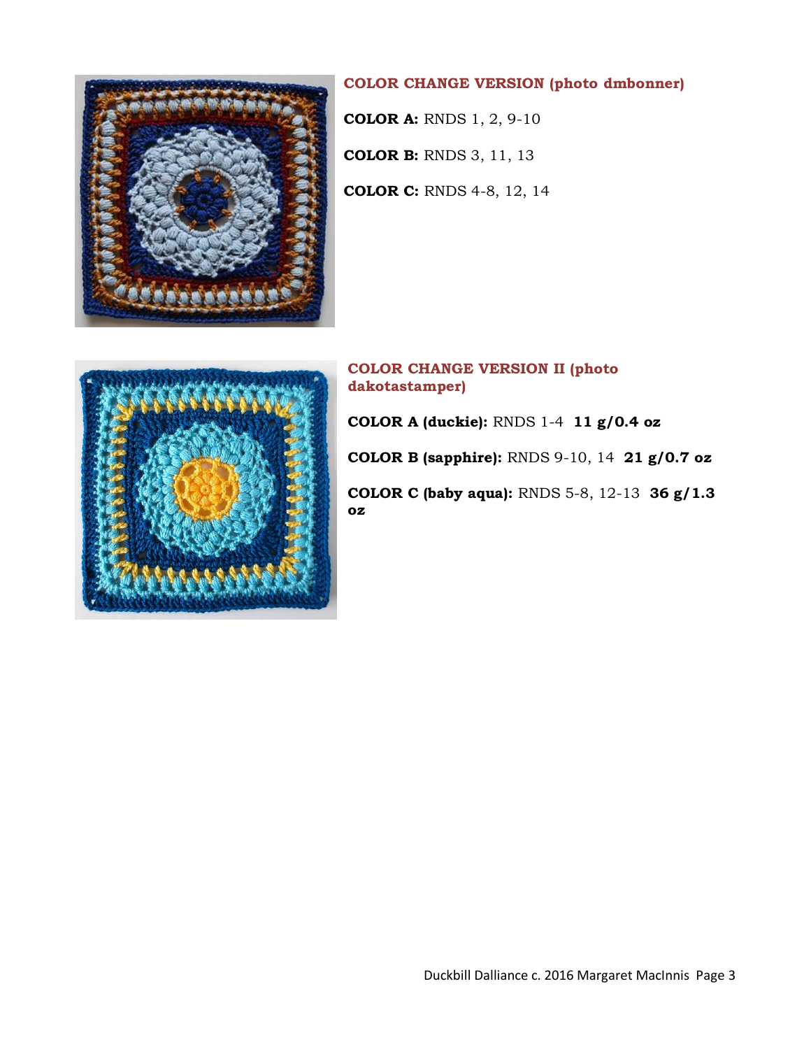**COLOR CHANGE VERSION (photo dmbonner)**

**COLOR A:** RNDS 1, 2, 9-10

**COLOR B:** RNDS 3, 11, 13

**COLOR C:** RNDS 4-8, 12, 14

**COLOR CHANGE VERSION II (photo dakotastamper)**

**COLOR A (duckie):** RNDS 1-4 **11 g/0.4 oz**

**COLOR B (sapphire):** RNDS 9-10, 14 **21 g/0.7 oz**

**COLOR C (baby aqua):** RNDS 5-8, 12-13 **36 g/1.3 oz**